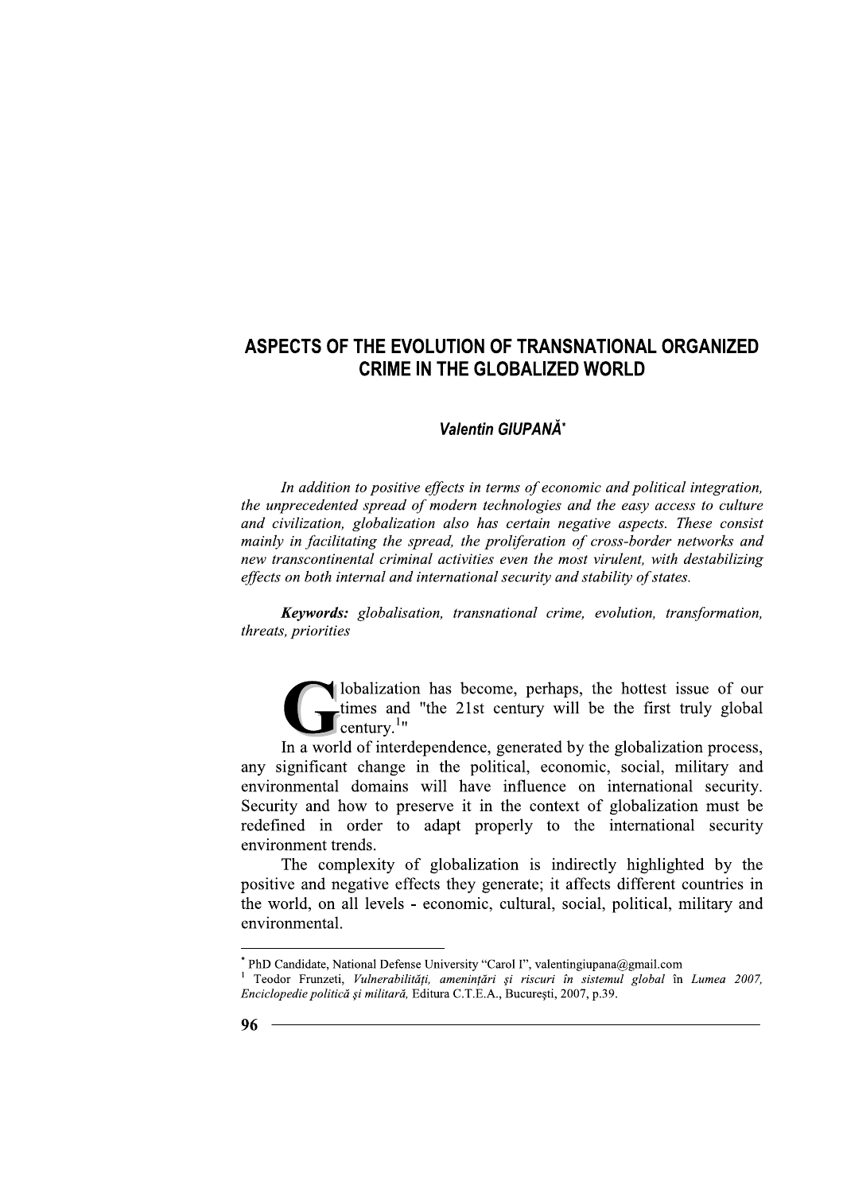// # ASPECTS OF THE EVOLUTION OF TRANSNATIONAL ORGANIZED CRIME IN THE GLOBALIZED WORLD

***Valentin GIUPANĂ****

*In addition to positive effects in terms of economic and political integration, the unprecedented spread of modern technologies and the easy access to culture and civilization, globalization also has certain negative aspects. These consist mainly in facilitating the spread, the proliferation of cross-border networks and new transcontinental criminal activities even the most virulent, with destabilizing effects on both internal and international security and stability of states.*

***Keywords:*** *globalisation, transnational crime, evolution, transformation, threats, priorities*

Globalization has become, perhaps, the hottest issue of our times and "the 21st century will be the first truly global century.[1]"

In a world of interdependence, generated by the globalization process, any significant change in the political, economic, social, military and environmental domains will have influence on international security. Security and how to preserve it in the context of globalization must be redefined in order to adapt properly to the international security environment trends.

The complexity of globalization is indirectly highlighted by the positive and negative effects they generate; it affects different countries in the world, on all levels - economic, cultural, social, political, military and environmental.

---

[*] PhD Candidate, National Defense University "Carol I", valentingiupana@gmail.com

[1] Teodor Frunzeti, *Vulnerabilități, amenințări și riscuri în sistemul global* în *Lumea 2007, Enciclopedie politică și militară*, Editura C.T.E.A., București, 2007, p.39.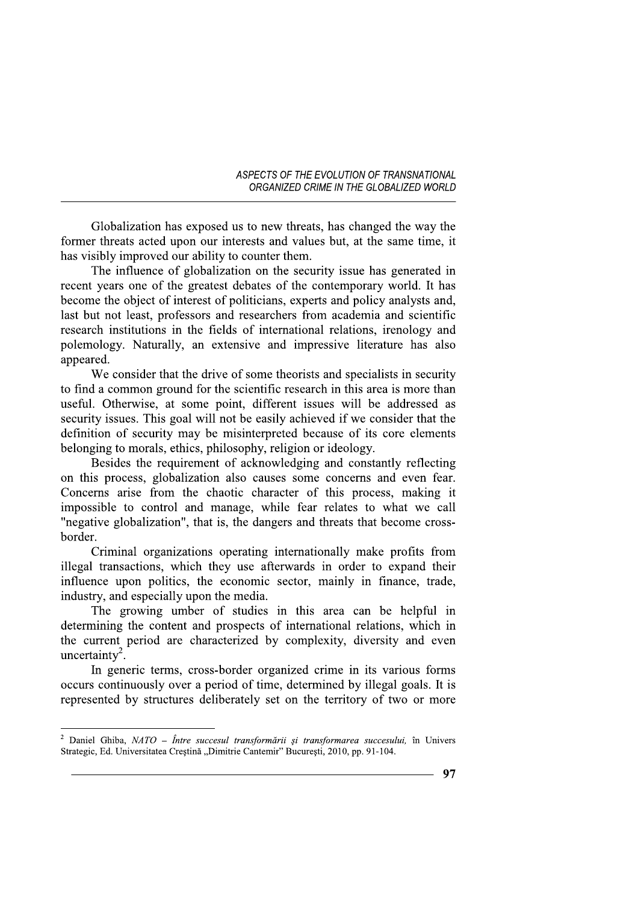Globalization has exposed us to new threats, has changed the way the former threats acted upon our interests and values but, at the same time, it has visibly improved our ability to counter them.

The influence of globalization on the security issue has generated in recent years one of the greatest debates of the contemporary world. It has become the object of interest of politicians, experts and policy analysts and, last but not least, professors and researchers from academia and scientific research institutions in the fields of international relations, irenology and polemology. Naturally, an extensive and impressive literature has also appeared.

We consider that the drive of some theorists and specialists in security to find a common ground for the scientific research in this area is more than useful. Otherwise, at some point, different issues will be addressed as security issues. This goal will not be easily achieved if we consider that the definition of security may be misinterpreted because of its core elements belonging to morals, ethics, philosophy, religion or ideology.

Besides the requirement of acknowledging and constantly reflecting on this process, globalization also causes some concerns and even fear. Concerns arise from the chaotic character of this process, making it impossible to control and manage, while fear relates to what we call "negative globalization", that is, the dangers and threats that become cross-border.

Criminal organizations operating internationally make profits from illegal transactions, which they use afterwards in order to expand their influence upon politics, the economic sector, mainly in finance, trade, industry, and especially upon the media.

The growing umber of studies in this area can be helpful in determining the content and prospects of international relations, which in the current period are characterized by complexity, diversity and even uncertainty[2].

In generic terms, cross-border organized crime in its various forms occurs continuously over a period of time, determined by illegal goals. It is represented by structures deliberately set on the territory of two or more

---

[2] Daniel Ghiba, *NATO – Între succesul transformării și transformarea succesului,* în Univers Strategic, Ed. Universitatea Creștină „Dimitrie Cantemir" București, 2010, pp. 91-104.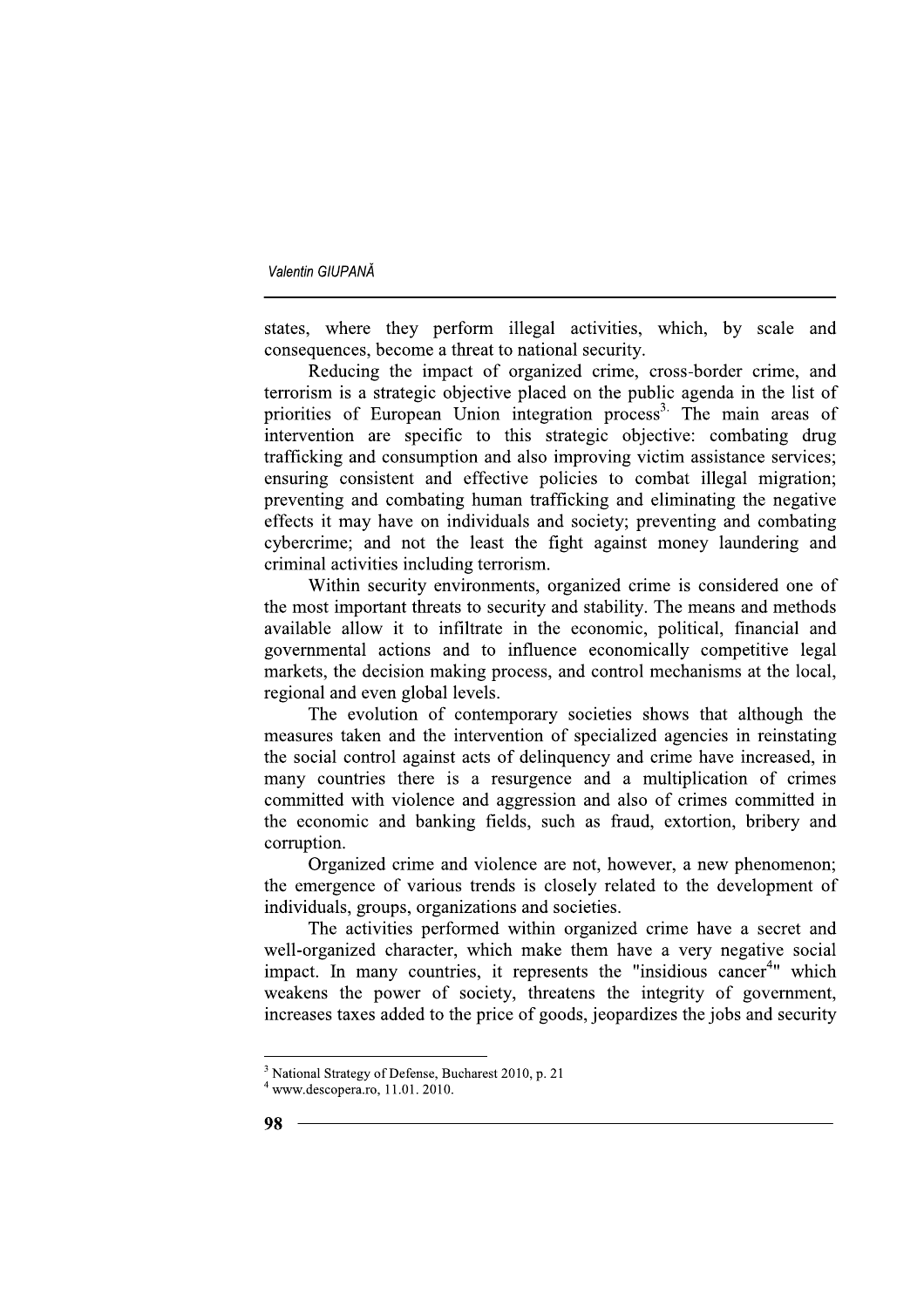states, where they perform illegal activities, which, by scale and consequences, become a threat to national security.

Reducing the impact of organized crime, cross-border crime, and terrorism is a strategic objective placed on the public agenda in the list of priorities of European Union integration process[3]. The main areas of intervention are specific to this strategic objective: combating drug trafficking and consumption and also improving victim assistance services; ensuring consistent and effective policies to combat illegal migration; preventing and combating human trafficking and eliminating the negative effects it may have on individuals and society; preventing and combating cybercrime; and not the least the fight against money laundering and criminal activities including terrorism.

Within security environments, organized crime is considered one of the most important threats to security and stability. The means and methods available allow it to infiltrate in the economic, political, financial and governmental actions and to influence economically competitive legal markets, the decision making process, and control mechanisms at the local, regional and even global levels.

The evolution of contemporary societies shows that although the measures taken and the intervention of specialized agencies in reinstating the social control against acts of delinquency and crime have increased, in many countries there is a resurgence and a multiplication of crimes committed with violence and aggression and also of crimes committed in the economic and banking fields, such as fraud, extortion, bribery and corruption.

Organized crime and violence are not, however, a new phenomenon; the emergence of various trends is closely related to the development of individuals, groups, organizations and societies.

The activities performed within organized crime have a secret and well-organized character, which make them have a very negative social impact. In many countries, it represents the "insidious cancer[4]" which weakens the power of society, threatens the integrity of government, increases taxes added to the price of goods, jeopardizes the jobs and security

---

[3] National Strategy of Defense, Bucharest 2010, p. 21

[4] www.descopera.ro, 11.01. 2010.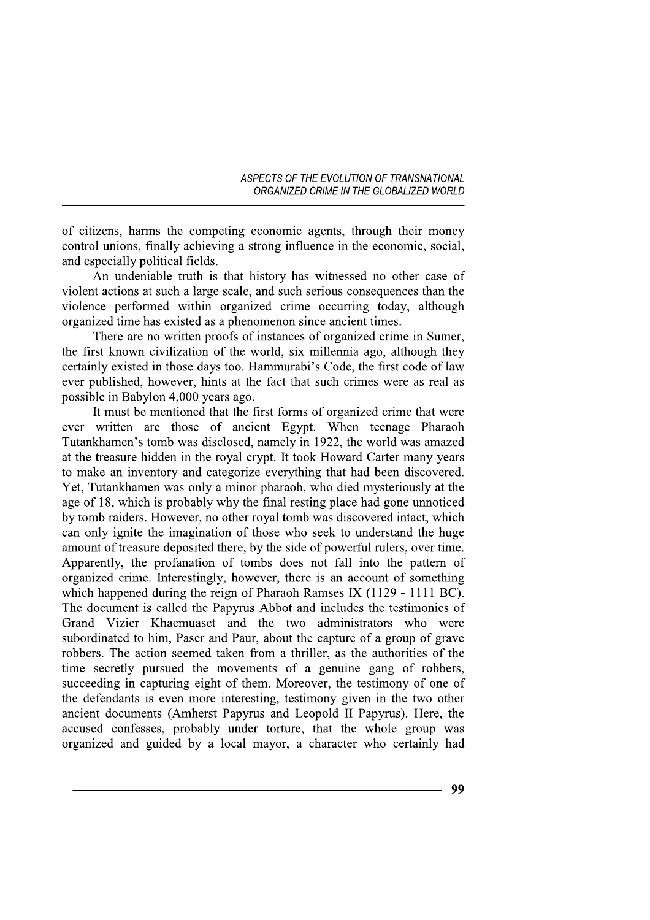of citizens, harms the competing economic agents, through their money control unions, finally achieving a strong influence in the economic, social, and especially political fields.

An undeniable truth is that history has witnessed no other case of violent actions at such a large scale, and such serious consequences than the violence performed within organized crime occurring today, although organized time has existed as a phenomenon since ancient times.

There are no written proofs of instances of organized crime in Sumer, the first known civilization of the world, six millennia ago, although they certainly existed in those days too. Hammurabi's Code, the first code of law ever published, however, hints at the fact that such crimes were as real as possible in Babylon 4,000 years ago.

It must be mentioned that the first forms of organized crime that were ever written are those of ancient Egypt. When teenage Pharaoh Tutankhamen's tomb was disclosed, namely in 1922, the world was amazed at the treasure hidden in the royal crypt. It took Howard Carter many years to make an inventory and categorize everything that had been discovered. Yet, Tutankhamen was only a minor pharaoh, who died mysteriously at the age of 18, which is probably why the final resting place had gone unnoticed by tomb raiders. However, no other royal tomb was discovered intact, which can only ignite the imagination of those who seek to understand the huge amount of treasure deposited there, by the side of powerful rulers, over time. Apparently, the profanation of tombs does not fall into the pattern of organized crime. Interestingly, however, there is an account of something which happened during the reign of Pharaoh Ramses IX (1129 - 1111 BC). The document is called the Papyrus Abbot and includes the testimonies of Grand Vizier Khaemuaset and the two administrators who were subordinated to him, Paser and Paur, about the capture of a group of grave robbers. The action seemed taken from a thriller, as the authorities of the time secretly pursued the movements of a genuine gang of robbers, succeeding in capturing eight of them. Moreover, the testimony of one of the defendants is even more interesting, testimony given in the two other ancient documents (Amherst Papyrus and Leopold II Papyrus). Here, the accused confesses, probably under torture, that the whole group was organized and guided by a local mayor, a character who certainly had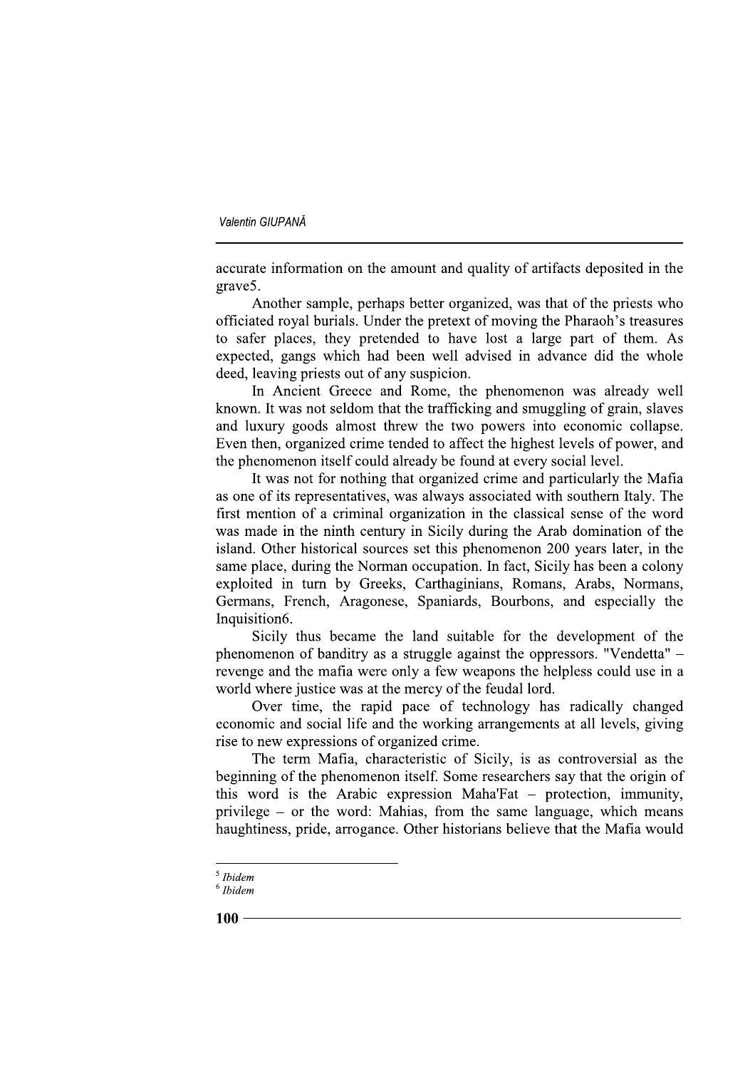accurate information on the amount and quality of artifacts deposited in the grave[5].

Another sample, perhaps better organized, was that of the priests who officiated royal burials. Under the pretext of moving the Pharaoh's treasures to safer places, they pretended to have lost a large part of them. As expected, gangs which had been well advised in advance did the whole deed, leaving priests out of any suspicion.

In Ancient Greece and Rome, the phenomenon was already well known. It was not seldom that the trafficking and smuggling of grain, slaves and luxury goods almost threw the two powers into economic collapse. Even then, organized crime tended to affect the highest levels of power, and the phenomenon itself could already be found at every social level.

It was not for nothing that organized crime and particularly the Mafia as one of its representatives, was always associated with southern Italy. The first mention of a criminal organization in the classical sense of the word was made in the ninth century in Sicily during the Arab domination of the island. Other historical sources set this phenomenon 200 years later, in the same place, during the Norman occupation. In fact, Sicily has been a colony exploited in turn by Greeks, Carthaginians, Romans, Arabs, Normans, Germans, French, Aragonese, Spaniards, Bourbons, and especially the Inquisition[6].

Sicily thus became the land suitable for the development of the phenomenon of banditry as a struggle against the oppressors. "Vendetta" – revenge and the mafia were only a few weapons the helpless could use in a world where justice was at the mercy of the feudal lord.

Over time, the rapid pace of technology has radically changed economic and social life and the working arrangements at all levels, giving rise to new expressions of organized crime.

The term Mafia, characteristic of Sicily, is as controversial as the beginning of the phenomenon itself. Some researchers say that the origin of this word is the Arabic expression Maha'Fat – protection, immunity, privilege – or the word: Mahias, from the same language, which means haughtiness, pride, arrogance. Other historians believe that the Mafia would

---

[5] *Ibidem*

[6] *Ibidem*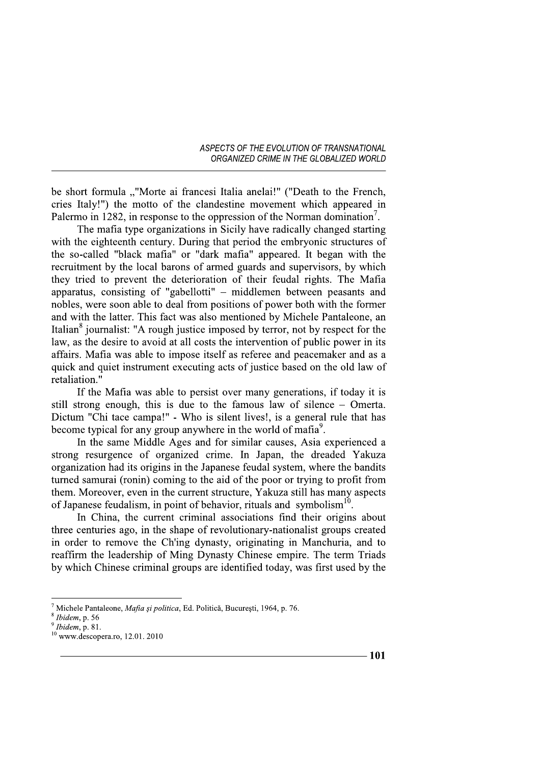be short formula „"Morte ai francesi Italia anelai!" ("Death to the French, cries Italy!") the motto of the clandestine movement which appeared in Palermo in 1282, in response to the oppression of the Norman domination[7].

The mafia type organizations in Sicily have radically changed starting with the eighteenth century. During that period the embryonic structures of the so-called "black mafia" or "dark mafia" appeared. It began with the recruitment by the local barons of armed guards and supervisors, by which they tried to prevent the deterioration of their feudal rights. The Mafia apparatus, consisting of "gabellotti" – middlemen between peasants and nobles, were soon able to deal from positions of power both with the former and with the latter. This fact was also mentioned by Michele Pantaleone, an Italian[8] journalist: "A rough justice imposed by terror, not by respect for the law, as the desire to avoid at all costs the intervention of public power in its affairs. Mafia was able to impose itself as referee and peacemaker and as a quick and quiet instrument executing acts of justice based on the old law of retaliation."

If the Mafia was able to persist over many generations, if today it is still strong enough, this is due to the famous law of silence – Omerta. Dictum "Chi tace campa!" - Who is silent lives!, is a general rule that has become typical for any group anywhere in the world of mafia[9].

In the same Middle Ages and for similar causes, Asia experienced a strong resurgence of organized crime. In Japan, the dreaded Yakuza organization had its origins in the Japanese feudal system, where the bandits turned samurai (ronin) coming to the aid of the poor or trying to profit from them. Moreover, even in the current structure, Yakuza still has many aspects of Japanese feudalism, in point of behavior, rituals and symbolism[10].

In China, the current criminal associations find their origins about three centuries ago, in the shape of revolutionary-nationalist groups created in order to remove the Ch'ing dynasty, originating in Manchuria, and to reaffirm the leadership of Ming Dynasty Chinese empire. The term Triads by which Chinese criminal groups are identified today, was first used by the

---

[7] Michele Pantaleone, *Mafia și politica*, Ed. Politică, București, 1964, p. 76.

[8] *Ibidem*, p. 56

[9] *Ibidem*, p. 81.

[10] www.descopera.ro, 12.01. 2010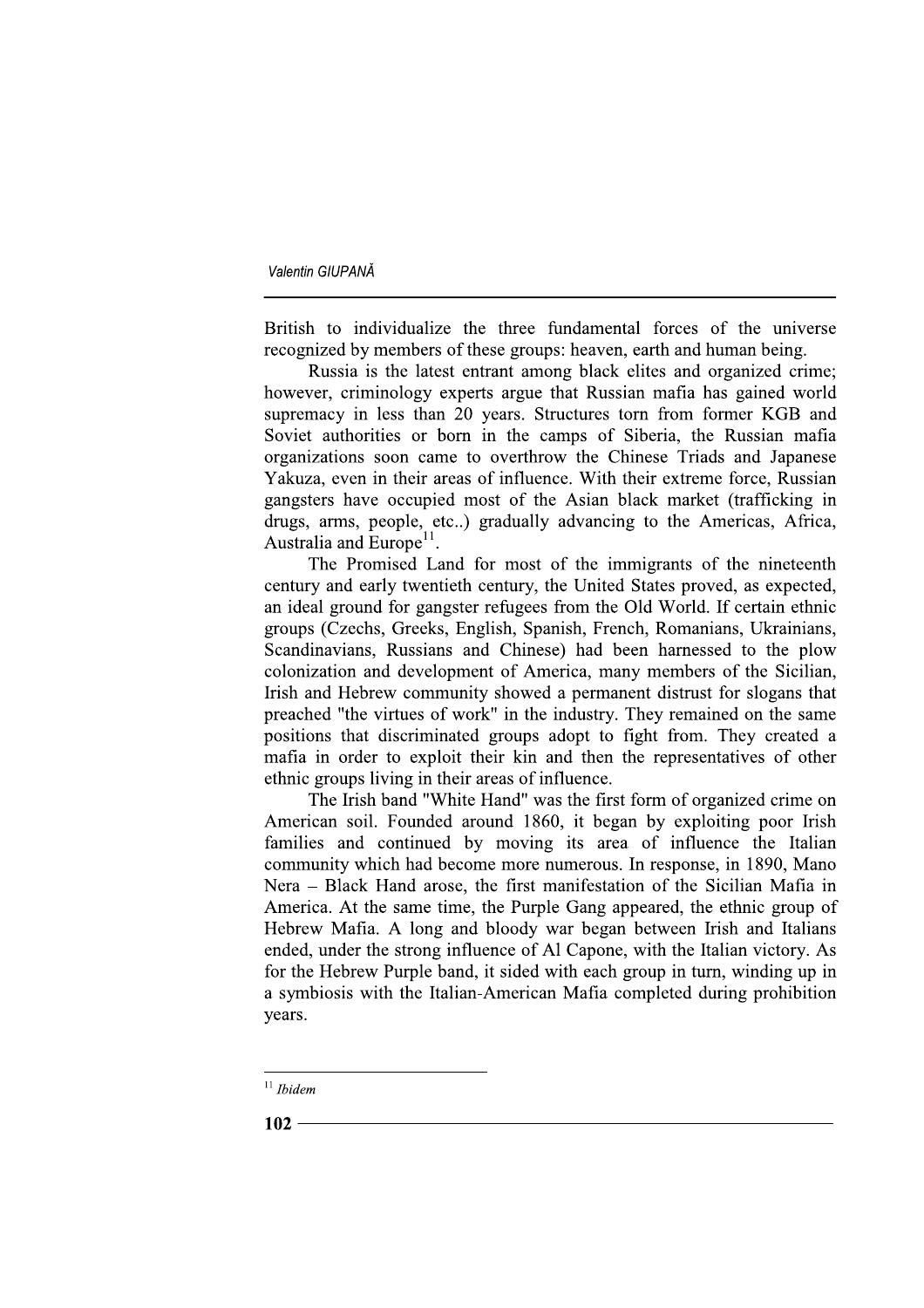British to individualize the three fundamental forces of the universe recognized by members of these groups: heaven, earth and human being.

Russia is the latest entrant among black elites and organized crime; however, criminology experts argue that Russian mafia has gained world supremacy in less than 20 years. Structures torn from former KGB and Soviet authorities or born in the camps of Siberia, the Russian mafia organizations soon came to overthrow the Chinese Triads and Japanese Yakuza, even in their areas of influence. With their extreme force, Russian gangsters have occupied most of the Asian black market (trafficking in drugs, arms, people, etc..) gradually advancing to the Americas, Africa, Australia and Europe[11].

The Promised Land for most of the immigrants of the nineteenth century and early twentieth century, the United States proved, as expected, an ideal ground for gangster refugees from the Old World. If certain ethnic groups (Czechs, Greeks, English, Spanish, French, Romanians, Ukrainians, Scandinavians, Russians and Chinese) had been harnessed to the plow colonization and development of America, many members of the Sicilian, Irish and Hebrew community showed a permanent distrust for slogans that preached "the virtues of work" in the industry. They remained on the same positions that discriminated groups adopt to fight from. They created a mafia in order to exploit their kin and then the representatives of other ethnic groups living in their areas of influence.

The Irish band "White Hand" was the first form of organized crime on American soil. Founded around 1860, it began by exploiting poor Irish families and continued by moving its area of influence the Italian community which had become more numerous. In response, in 1890, Mano Nera – Black Hand arose, the first manifestation of the Sicilian Mafia in America. At the same time, the Purple Gang appeared, the ethnic group of Hebrew Mafia. A long and bloody war began between Irish and Italians ended, under the strong influence of Al Capone, with the Italian victory. As for the Hebrew Purple band, it sided with each group in turn, winding up in a symbiosis with the Italian-American Mafia completed during prohibition years.

---

[11] *Ibidem*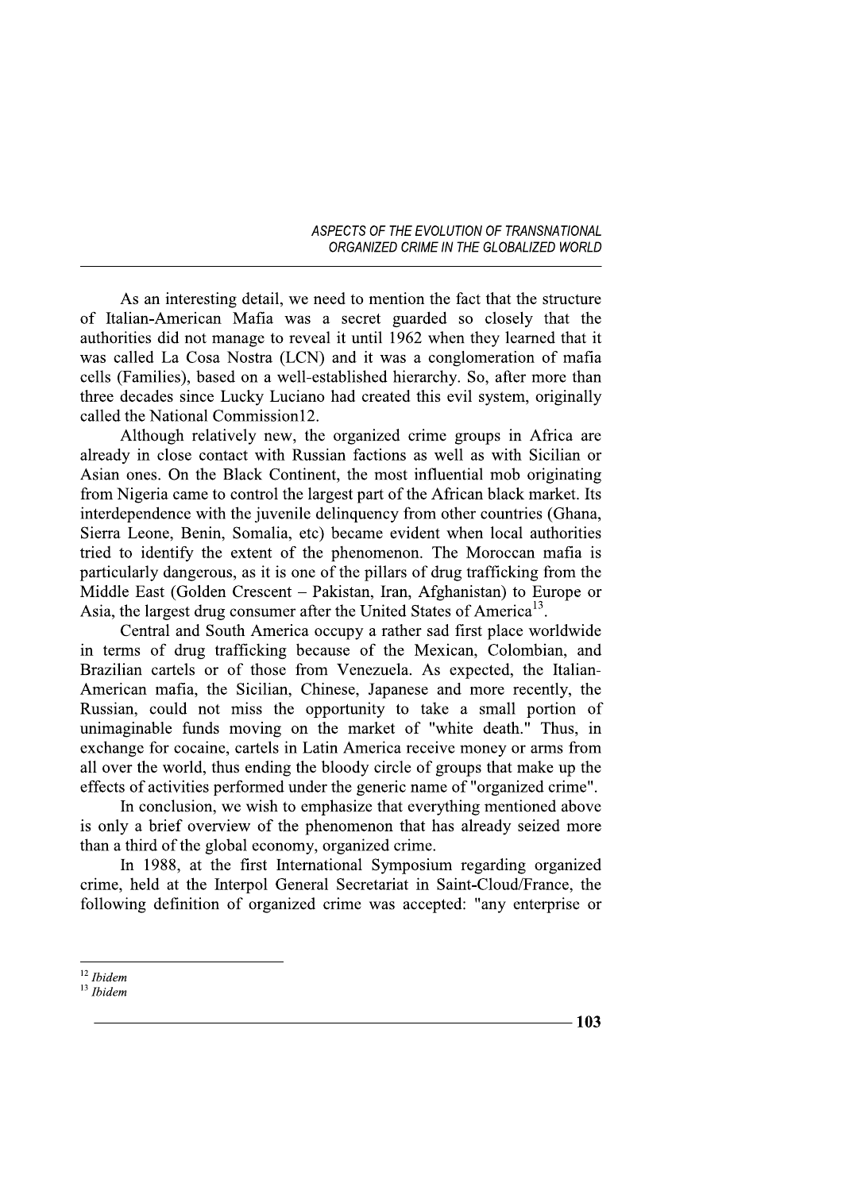As an interesting detail, we need to mention the fact that the structure of Italian-American Mafia was a secret guarded so closely that the authorities did not manage to reveal it until 1962 when they learned that it was called La Cosa Nostra (LCN) and it was a conglomeration of mafia cells (Families), based on a well-established hierarchy. So, after more than three decades since Lucky Luciano had created this evil system, originally called the National Commission12.

Although relatively new, the organized crime groups in Africa are already in close contact with Russian factions as well as with Sicilian or Asian ones. On the Black Continent, the most influential mob originating from Nigeria came to control the largest part of the African black market. Its interdependence with the juvenile delinquency from other countries (Ghana, Sierra Leone, Benin, Somalia, etc) became evident when local authorities tried to identify the extent of the phenomenon. The Moroccan mafia is particularly dangerous, as it is one of the pillars of drug trafficking from the Middle East (Golden Crescent – Pakistan, Iran, Afghanistan) to Europe or Asia, the largest drug consumer after the United States of America[13].

Central and South America occupy a rather sad first place worldwide in terms of drug trafficking because of the Mexican, Colombian, and Brazilian cartels or of those from Venezuela. As expected, the Italian-American mafia, the Sicilian, Chinese, Japanese and more recently, the Russian, could not miss the opportunity to take a small portion of unimaginable funds moving on the market of "white death." Thus, in exchange for cocaine, cartels in Latin America receive money or arms from all over the world, thus ending the bloody circle of groups that make up the effects of activities performed under the generic name of "organized crime".

In conclusion, we wish to emphasize that everything mentioned above is only a brief overview of the phenomenon that has already seized more than a third of the global economy, organized crime.

In 1988, at the first International Symposium regarding organized crime, held at the Interpol General Secretariat in Saint-Cloud/France, the following definition of organized crime was accepted: "any enterprise or

---

[12] *Ibidem*

[13] *Ibidem*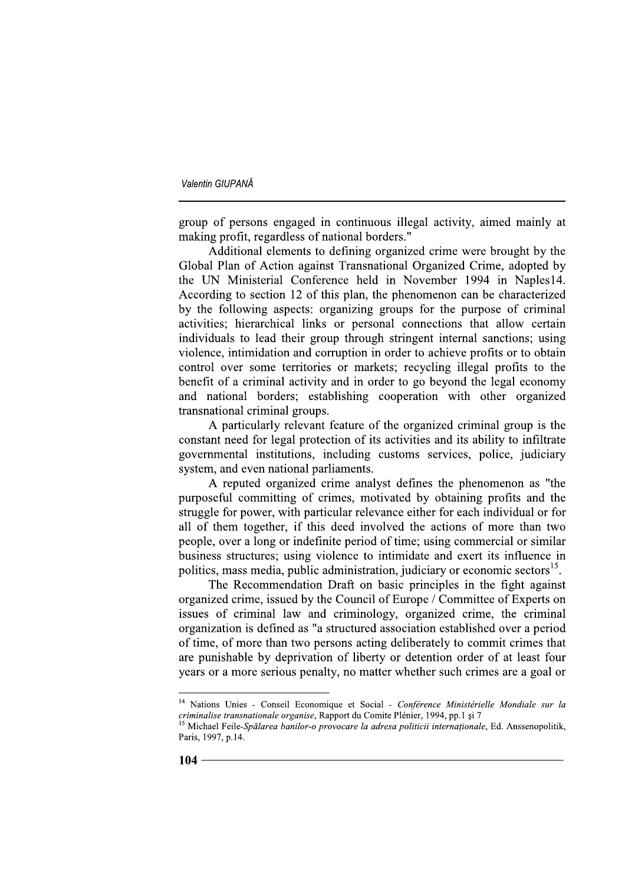group of persons engaged in continuous illegal activity, aimed mainly at making profit, regardless of national borders."

Additional elements to defining organized crime were brought by the Global Plan of Action against Transnational Organized Crime, adopted by the UN Ministerial Conference held in November 1994 in Naples14. According to section 12 of this plan, the phenomenon can be characterized by the following aspects: organizing groups for the purpose of criminal activities; hierarchical links or personal connections that allow certain individuals to lead their group through stringent internal sanctions; using violence, intimidation and corruption in order to achieve profits or to obtain control over some territories or markets; recycling illegal profits to the benefit of a criminal activity and in order to go beyond the legal economy and national borders; establishing cooperation with other organized transnational criminal groups.

A particularly relevant feature of the organized criminal group is the constant need for legal protection of its activities and its ability to infiltrate governmental institutions, including customs services, police, judiciary system, and even national parliaments.

A reputed organized crime analyst defines the phenomenon as "the purposeful committing of crimes, motivated by obtaining profits and the struggle for power, with particular relevance either for each individual or for all of them together, if this deed involved the actions of more than two people, over a long or indefinite period of time; using commercial or similar business structures; using violence to intimidate and exert its influence in politics, mass media, public administration, judiciary or economic sectors[15].

The Recommendation Draft on basic principles in the fight against organized crime, issued by the Council of Europe / Committee of Experts on issues of criminal law and criminology, organized crime, the criminal organization is defined as "a structured association established over a period of time, of more than two persons acting deliberately to commit crimes that are punishable by deprivation of liberty or detention order of at least four years or a more serious penalty, no matter whether such crimes are a goal or

---

[14] Nations Unies - Conseil Economique et Social - *Conférence Ministérielle Mondiale sur la criminalise transnationale organise*, Rapport du Comite Plénier, 1994, pp.1 şi 7

[15] Michael Feile-*Spălarea banilor-o provocare la adresa politicii internaţionale*, Ed. Anssenopolitik, Paris, 1997, p.14.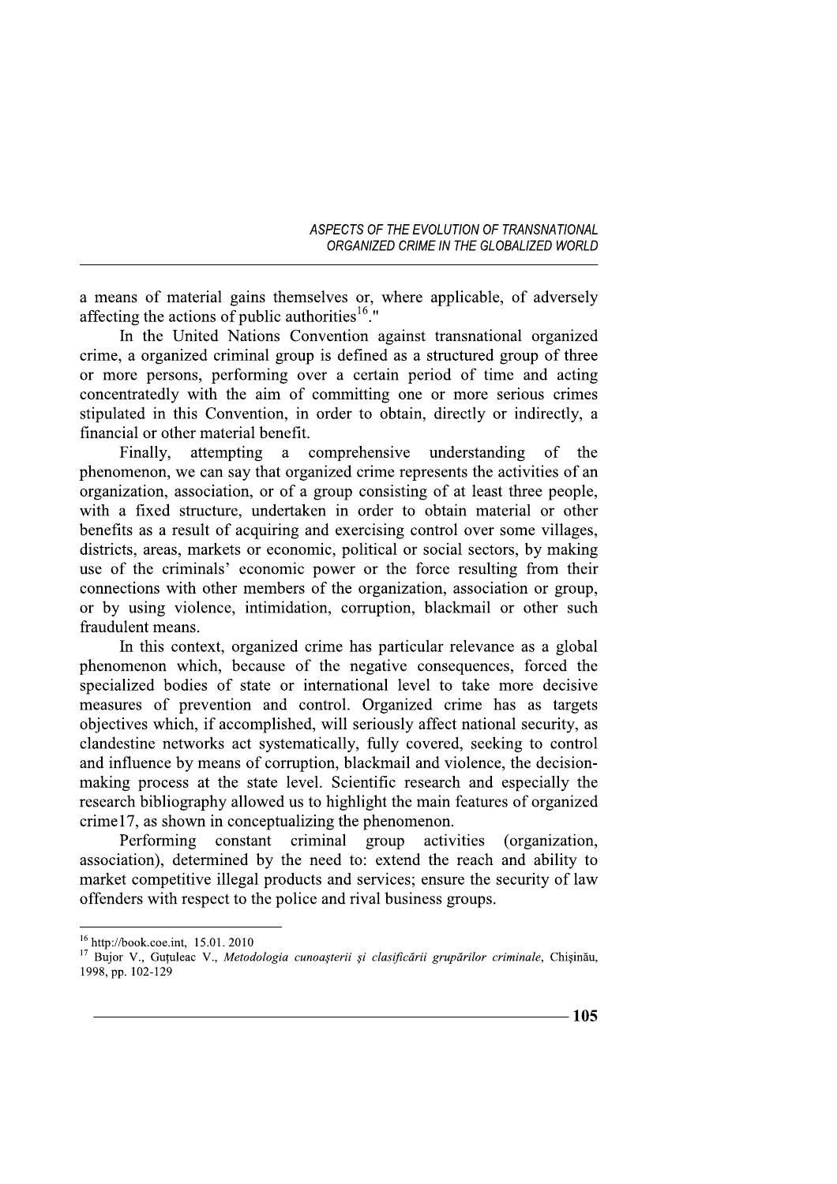a means of material gains themselves or, where applicable, of adversely affecting the actions of public authorities[16]."

In the United Nations Convention against transnational organized crime, a organized criminal group is defined as a structured group of three or more persons, performing over a certain period of time and acting concentratedly with the aim of committing one or more serious crimes stipulated in this Convention, in order to obtain, directly or indirectly, a financial or other material benefit.

Finally, attempting a comprehensive understanding of the phenomenon, we can say that organized crime represents the activities of an organization, association, or of a group consisting of at least three people, with a fixed structure, undertaken in order to obtain material or other benefits as a result of acquiring and exercising control over some villages, districts, areas, markets or economic, political or social sectors, by making use of the criminals' economic power or the force resulting from their connections with other members of the organization, association or group, or by using violence, intimidation, corruption, blackmail or other such fraudulent means.

In this context, organized crime has particular relevance as a global phenomenon which, because of the negative consequences, forced the specialized bodies of state or international level to take more decisive measures of prevention and control. Organized crime has as targets objectives which, if accomplished, will seriously affect national security, as clandestine networks act systematically, fully covered, seeking to control and influence by means of corruption, blackmail and violence, the decision-making process at the state level. Scientific research and especially the research bibliography allowed us to highlight the main features of organized crime17, as shown in conceptualizing the phenomenon.

Performing constant criminal group activities (organization, association), determined by the need to: extend the reach and ability to market competitive illegal products and services; ensure the security of law offenders with respect to the police and rival business groups.

---

[16] http://book.coe.int, 15.01. 2010

[17] Bujor V., Guțuleac V., *Metodologia cunoașterii și clasificării grupărilor criminale*, Chişinău, 1998, pp. 102-129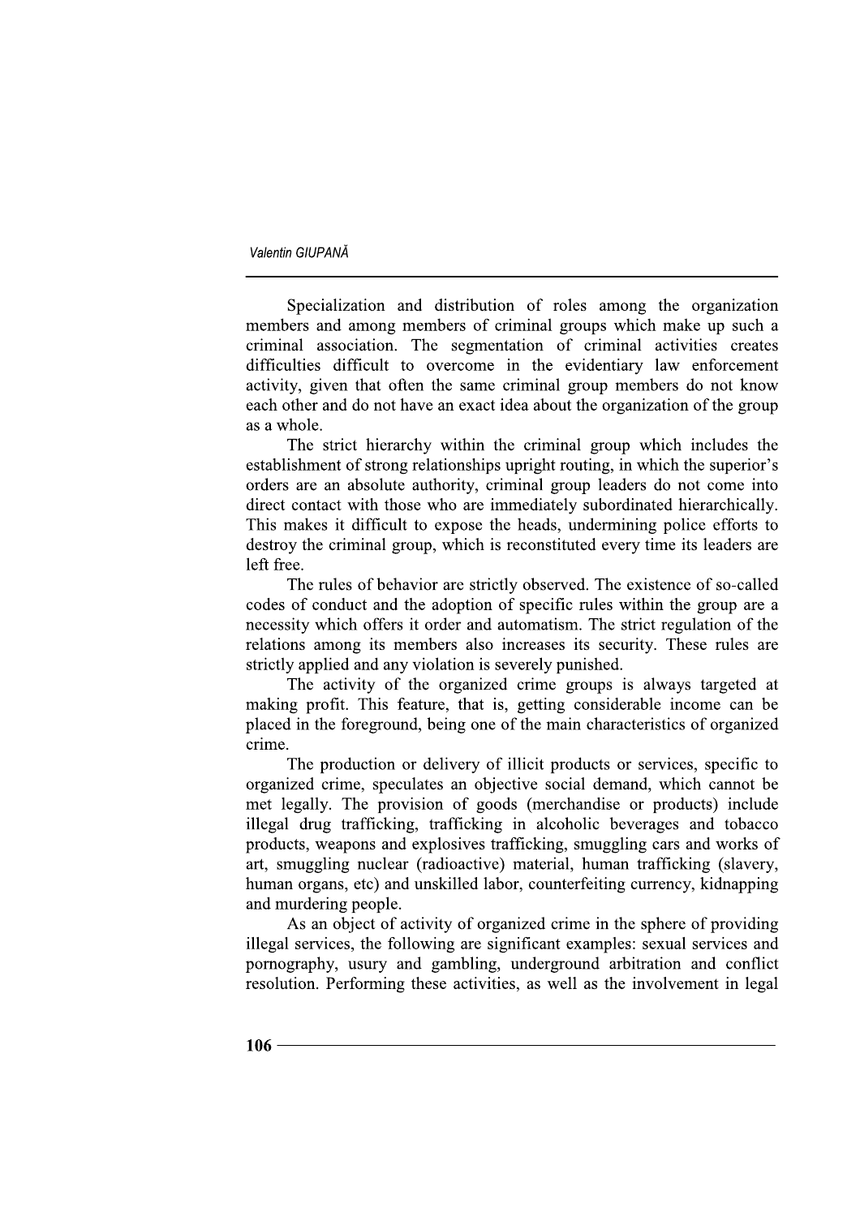Specialization and distribution of roles among the organization members and among members of criminal groups which make up such a criminal association. The segmentation of criminal activities creates difficulties difficult to overcome in the evidentiary law enforcement activity, given that often the same criminal group members do not know each other and do not have an exact idea about the organization of the group as a whole.

The strict hierarchy within the criminal group which includes the establishment of strong relationships upright routing, in which the superior's orders are an absolute authority, criminal group leaders do not come into direct contact with those who are immediately subordinated hierarchically. This makes it difficult to expose the heads, undermining police efforts to destroy the criminal group, which is reconstituted every time its leaders are left free.

The rules of behavior are strictly observed. The existence of so-called codes of conduct and the adoption of specific rules within the group are a necessity which offers it order and automatism. The strict regulation of the relations among its members also increases its security. These rules are strictly applied and any violation is severely punished.

The activity of the organized crime groups is always targeted at making profit. This feature, that is, getting considerable income can be placed in the foreground, being one of the main characteristics of organized crime.

The production or delivery of illicit products or services, specific to organized crime, speculates an objective social demand, which cannot be met legally. The provision of goods (merchandise or products) include illegal drug trafficking, trafficking in alcoholic beverages and tobacco products, weapons and explosives trafficking, smuggling cars and works of art, smuggling nuclear (radioactive) material, human trafficking (slavery, human organs, etc) and unskilled labor, counterfeiting currency, kidnapping and murdering people.

As an object of activity of organized crime in the sphere of providing illegal services, the following are significant examples: sexual services and pornography, usury and gambling, underground arbitration and conflict resolution. Performing these activities, as well as the involvement in legal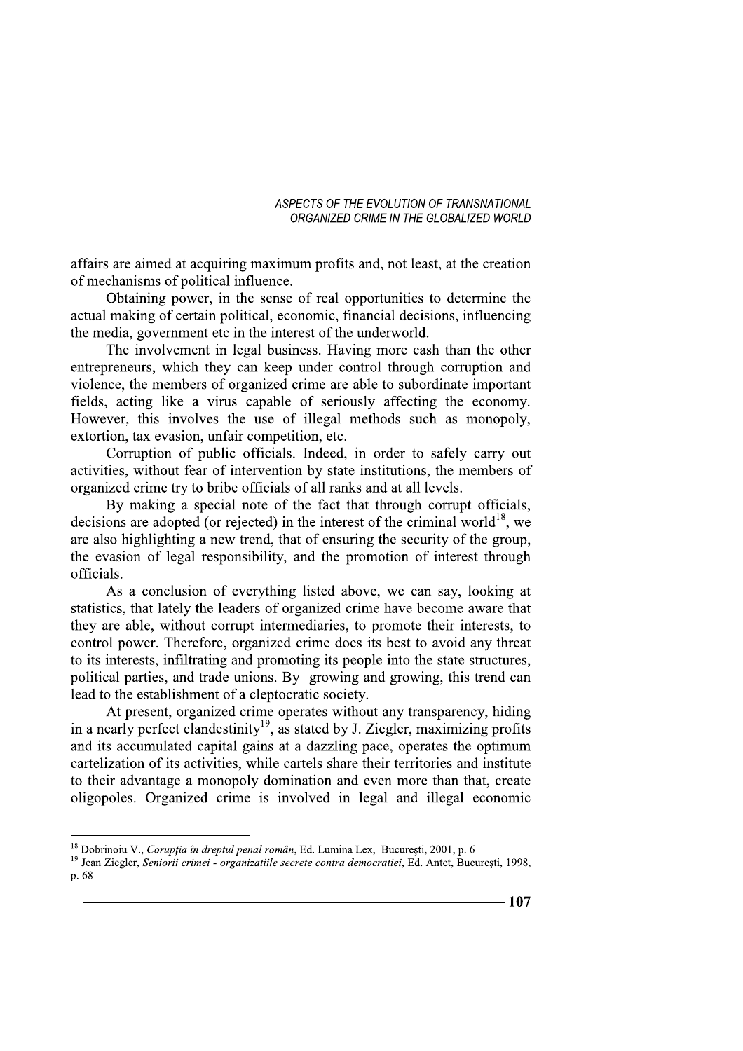affairs are aimed at acquiring maximum profits and, not least, at the creation of mechanisms of political influence.

Obtaining power, in the sense of real opportunities to determine the actual making of certain political, economic, financial decisions, influencing the media, government etc in the interest of the underworld.

The involvement in legal business. Having more cash than the other entrepreneurs, which they can keep under control through corruption and violence, the members of organized crime are able to subordinate important fields, acting like a virus capable of seriously affecting the economy. However, this involves the use of illegal methods such as monopoly, extortion, tax evasion, unfair competition, etc.

Corruption of public officials. Indeed, in order to safely carry out activities, without fear of intervention by state institutions, the members of organized crime try to bribe officials of all ranks and at all levels.

By making a special note of the fact that through corrupt officials, decisions are adopted (or rejected) in the interest of the criminal world[18], we are also highlighting a new trend, that of ensuring the security of the group, the evasion of legal responsibility, and the promotion of interest through officials.

As a conclusion of everything listed above, we can say, looking at statistics, that lately the leaders of organized crime have become aware that they are able, without corrupt intermediaries, to promote their interests, to control power. Therefore, organized crime does its best to avoid any threat to its interests, infiltrating and promoting its people into the state structures, political parties, and trade unions. By growing and growing, this trend can lead to the establishment of a cleptocratic society.

At present, organized crime operates without any transparency, hiding in a nearly perfect clandestinity[19], as stated by J. Ziegler, maximizing profits and its accumulated capital gains at a dazzling pace, operates the optimum cartelization of its activities, while cartels share their territories and institute to their advantage a monopoly domination and even more than that, create oligopoles. Organized crime is involved in legal and illegal economic

---

[18] Dobrinoiu V., *Corupția în dreptul penal român*, Ed. Lumina Lex, București, 2001, p. 6

[19] Jean Ziegler, *Seniorii crimei - organizatiile secrete contra democratiei*, Ed. Antet, București, 1998, p. 68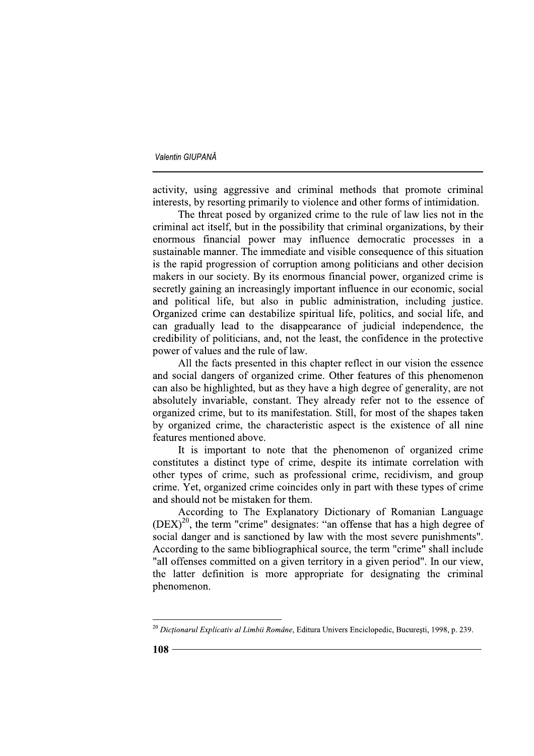activity, using aggressive and criminal methods that promote criminal interests, by resorting primarily to violence and other forms of intimidation.

The threat posed by organized crime to the rule of law lies not in the criminal act itself, but in the possibility that criminal organizations, by their enormous financial power may influence democratic processes in a sustainable manner. The immediate and visible consequence of this situation is the rapid progression of corruption among politicians and other decision makers in our society. By its enormous financial power, organized crime is secretly gaining an increasingly important influence in our economic, social and political life, but also in public administration, including justice. Organized crime can destabilize spiritual life, politics, and social life, and can gradually lead to the disappearance of judicial independence, the credibility of politicians, and, not the least, the confidence in the protective power of values and the rule of law.

All the facts presented in this chapter reflect in our vision the essence and social dangers of organized crime. Other features of this phenomenon can also be highlighted, but as they have a high degree of generality, are not absolutely invariable, constant. They already refer not to the essence of organized crime, but to its manifestation. Still, for most of the shapes taken by organized crime, the characteristic aspect is the existence of all nine features mentioned above.

It is important to note that the phenomenon of organized crime constitutes a distinct type of crime, despite its intimate correlation with other types of crime, such as professional crime, recidivism, and group crime. Yet, organized crime coincides only in part with these types of crime and should not be mistaken for them.

According to The Explanatory Dictionary of Romanian Language (DEX)[20], the term "crime" designates: "an offense that has a high degree of social danger and is sanctioned by law with the most severe punishments". According to the same bibliographical source, the term "crime" shall include "all offenses committed on a given territory in a given period". In our view, the latter definition is more appropriate for designating the criminal phenomenon.

---

[20] *Dicționarul Explicativ al Limbii Române*, Editura Univers Enciclopedic, București, 1998, p. 239.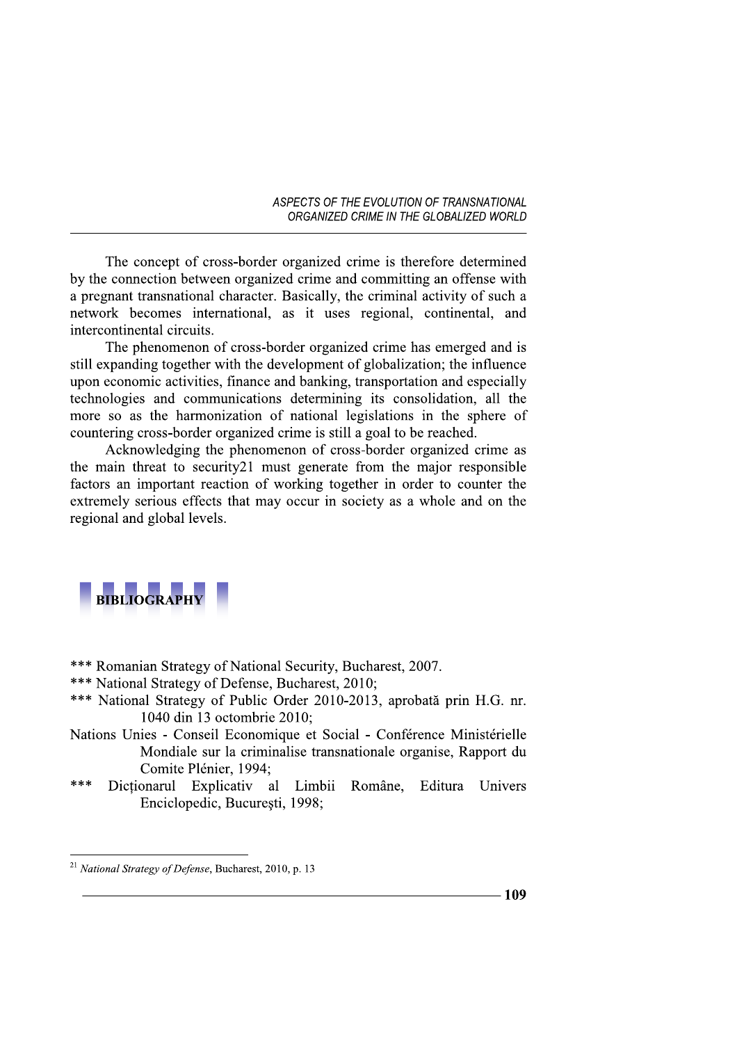The concept of cross-border organized crime is therefore determined by the connection between organized crime and committing an offense with a pregnant transnational character. Basically, the criminal activity of such a network becomes international, as it uses regional, continental, and intercontinental circuits.

The phenomenon of cross-border organized crime has emerged and is still expanding together with the development of globalization; the influence upon economic activities, finance and banking, transportation and especially technologies and communications determining its consolidation, all the more so as the harmonization of national legislations in the sphere of countering cross-border organized crime is still a goal to be reached.

Acknowledging the phenomenon of cross-border organized crime as the main threat to security[21] must generate from the major responsible factors an important reaction of working together in order to counter the extremely serious effects that may occur in society as a whole and on the regional and global levels.

## BIBLIOGRAPHY

*** Romanian Strategy of National Security, Bucharest, 2007.

*** National Strategy of Defense, Bucharest, 2010;

*** National Strategy of Public Order 2010-2013, aprobată prin H.G. nr. 1040 din 13 octombrie 2010;

Nations Unies - Conseil Economique et Social - Conférence Ministérielle Mondiale sur la criminalise transnationale organise, Rapport du Comite Plénier, 1994;

*** Dicționarul Explicativ al Limbii Române, Editura Univers Enciclopedic, Bucureşti, 1998;

---

[21] *National Strategy of Defense*, Bucharest, 2010, p. 13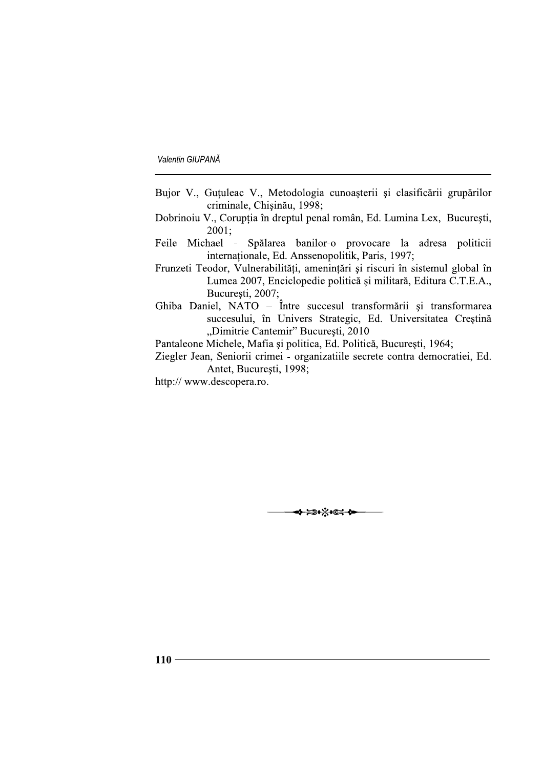Bujor V., Guţuleac V., Metodologia cunoaşterii şi clasificării grupărilor criminale, Chişinău, 1998;

Dobrinoiu V., Corupţia în dreptul penal român, Ed. Lumina Lex, Bucureşti, 2001;

Feile Michael - Spălarea banilor-o provocare la adresa politicii internaţionale, Ed. Anssenopolitik, Paris, 1997;

Frunzeti Teodor, Vulnerabilităţi, ameninţări şi riscuri în sistemul global în Lumea 2007, Enciclopedie politică şi militară, Editura C.T.E.A., Bucureşti, 2007;

Ghiba Daniel, NATO – Între succesul transformării şi transformarea succesului, în Univers Strategic, Ed. Universitatea Creştină „Dimitrie Cantemir" Bucureşti, 2010

Pantaleone Michele, Mafia şi politica, Ed. Politică, Bucureşti, 1964;

Ziegler Jean, Seniorii crimei - organizatiile secrete contra democratiei, Ed. Antet, Bucureşti, 1998;

http:// www.descopera.ro.